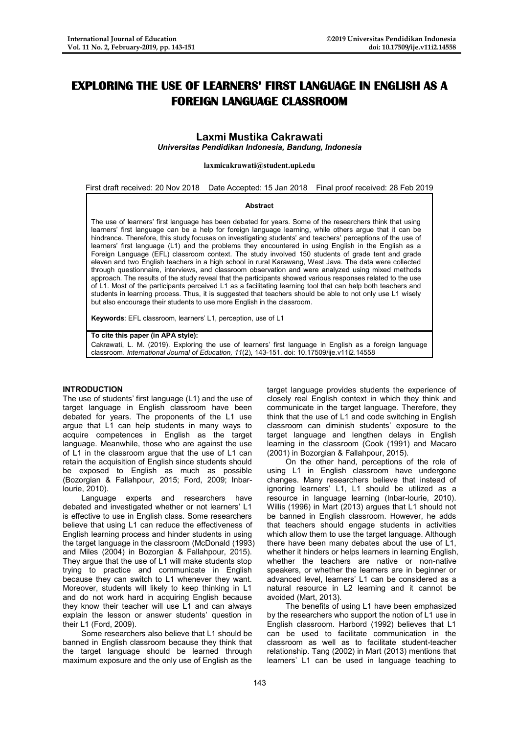# EXPLORING THE USE OF LEARNERS' FIRST LANGUAGE IN ENGLISH AS A FOREIGN LANGUAGE CLASSROOM

**Laxmi Mustika Cakrawati**

*Universitas Pendidikan Indonesia, Bandung, Indonesia*

**laxmicakrawati@student.upi.edu**

First draft received: 20 Nov 2018 Date Accepted: 15 Jan 2018 Final proof received: 28 Feb 2019

**Abstract**

The use of learners' first language has been debated for years. Some of the researchers think that using learners' first language can be a help for foreign language learning, while others argue that it can be hindrance. Therefore, this study focuses on investigating students' and teachers' perceptions of the use of learners' first language (L1) and the problems they encountered in using English in the English as a Foreign Language (EFL) classroom context. The study involved 150 students of grade tent and grade eleven and two English teachers in a high school in rural Karawang, West Java. The data were collected through questionnaire, interviews, and classroom observation and were analyzed using mixed methods approach. The results of the study reveal that the participants showed various responses related to the use of L1. Most of the participants perceived L1 as a facilitating learning tool that can help both teachers and students in learning process. Thus, it is suggested that teachers should be able to not only use L1 wisely but also encourage their students to use more English in the classroom.

**Keywords**: EFL classroom, learners' L1, perception, use of L1

**To cite this paper (in APA style):**
Cakrawati, L. M. (2019). Exploring the use of learners' first language in English as a foreign language classroom. *International Journal of Education, 11*(2), 143-151. doi: 10.17509/ije.v11i2.14558

## INTRODUCTION

The use of students' first language (L1) and the use of target language in English classroom have been debated for years. The proponents of the L1 use argue that L1 can help students in many ways to acquire competences in English as the target language. Meanwhile, those who are against the use of L1 in the classroom argue that the use of L1 can retain the acquisition of English since students should be exposed to English as much as possible (Bozorgian & Fallahpour, 2015; Ford, 2009; Inbar-lourie, 2010).

Language experts and researchers have debated and investigated whether or not learners' L1 is effective to use in English class. Some researchers believe that using L1 can reduce the effectiveness of English learning process and hinder students in using the target language in the classroom (McDonald (1993) and Miles (2004) in Bozorgian & Fallahpour, 2015). They argue that the use of L1 will make students stop trying to practice and communicate in English because they can switch to L1 whenever they want. Moreover, students will likely to keep thinking in L1 and do not work hard in acquiring English because they know their teacher will use L1 and can always explain the lesson or answer students' question in their L1 (Ford, 2009).

Some researchers also believe that L1 should be banned in English classroom because they think that the target language should be learned through maximum exposure and the only use of English as the target language provides students the experience of closely real English context in which they think and communicate in the target language. Therefore, they think that the use of L1 and code switching in English classroom can diminish students' exposure to the target language and lengthen delays in English learning in the classroom (Cook (1991) and Macaro (2001) in Bozorgian & Fallahpour, 2015).

On the other hand, perceptions of the role of using L1 in English classroom have undergone changes. Many researchers believe that instead of ignoring learners' L1, L1 should be utilized as a resource in language learning (Inbar-lourie, 2010). Willis (1996) in Mart (2013) argues that L1 should not be banned in English classroom. However, he adds that teachers should engage students in activities which allow them to use the target language. Although there have been many debates about the use of L1, whether it hinders or helps learners in learning English, whether the teachers are native or non-native speakers, or whether the learners are in beginner or advanced level, learners' L1 can be considered as a natural resource in L2 learning and it cannot be avoided (Mart, 2013).

The benefits of using L1 have been emphasized by the researchers who support the notion of L1 use in English classroom. Harbord (1992) believes that L1 can be used to facilitate communication in the classroom as well as to facilitate student-teacher relationship. Tang (2002) in Mart (2013) mentions that learners' L1 can be used in language teaching to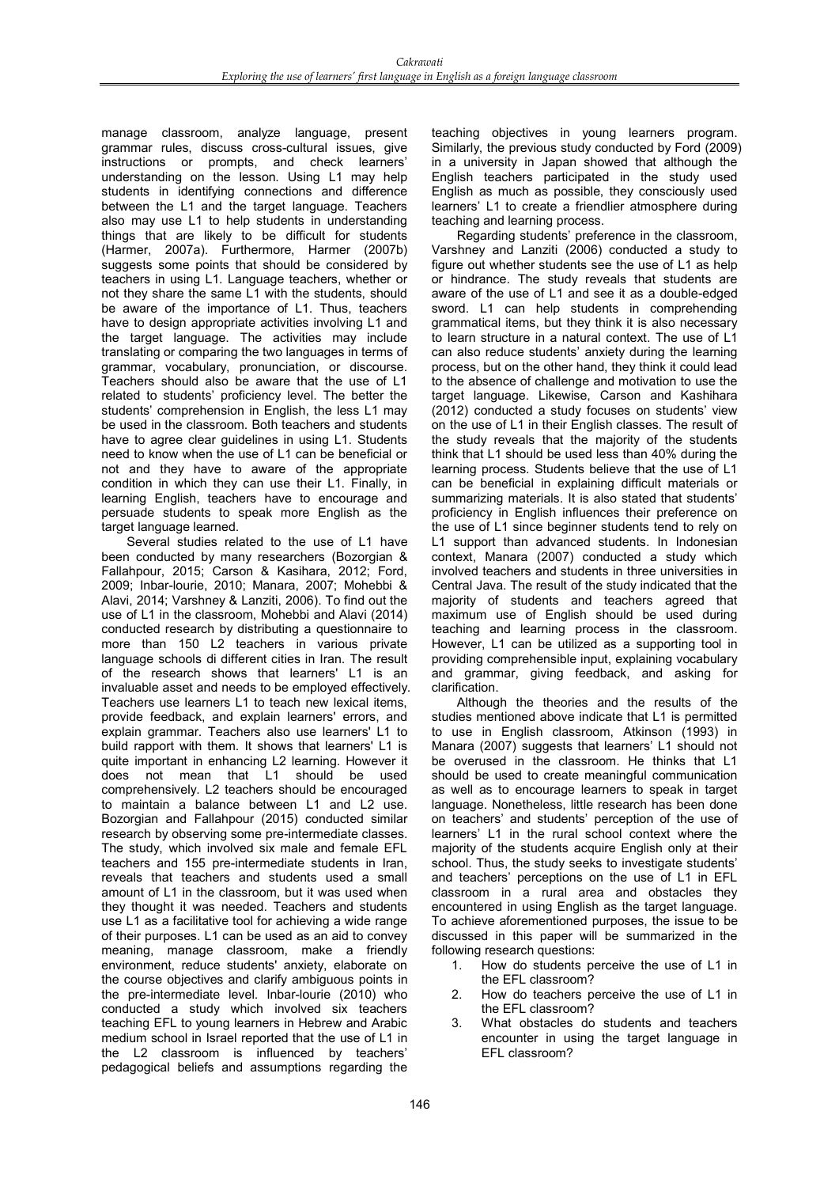manage classroom, analyze language, present grammar rules, discuss cross-cultural issues, give instructions or prompts, and check learners' understanding on the lesson. Using L1 may help students in identifying connections and difference between the L1 and the target language. Teachers also may use L1 to help students in understanding things that are likely to be difficult for students (Harmer, 2007a). Furthermore, Harmer (2007b) suggests some points that should be considered by teachers in using L1. Language teachers, whether or not they share the same L1 with the students, should be aware of the importance of L1. Thus, teachers have to design appropriate activities involving L1 and the target language. The activities may include translating or comparing the two languages in terms of grammar, vocabulary, pronunciation, or discourse. Teachers should also be aware that the use of L1 related to students' proficiency level. The better the students' comprehension in English, the less L1 may be used in the classroom. Both teachers and students have to agree clear guidelines in using L1. Students need to know when the use of L1 can be beneficial or not and they have to aware of the appropriate condition in which they can use their L1. Finally, in learning English, teachers have to encourage and persuade students to speak more English as the target language learned.

Several studies related to the use of L1 have been conducted by many researchers (Bozorgian & Fallahpour, 2015; Carson & Kasihara, 2012; Ford, 2009; Inbar-lourie, 2010; Manara, 2007; Mohebbi & Alavi, 2014; Varshney & Lanziti, 2006). To find out the use of L1 in the classroom, Mohebbi and Alavi (2014) conducted research by distributing a questionnaire to more than 150 L2 teachers in various private language schools di different cities in Iran. The result of the research shows that learners' L1 is an invaluable asset and needs to be employed effectively. Teachers use learners L1 to teach new lexical items, provide feedback, and explain learners' errors, and explain grammar. Teachers also use learners' L1 to build rapport with them. It shows that learners' L1 is quite important in enhancing L2 learning. However it does not mean that L1 should be used comprehensively. L2 teachers should be encouraged to maintain a balance between L1 and L2 use. Bozorgian and Fallahpour (2015) conducted similar research by observing some pre-intermediate classes. The study, which involved six male and female EFL teachers and 155 pre-intermediate students in Iran, reveals that teachers and students used a small amount of L1 in the classroom, but it was used when they thought it was needed. Teachers and students use L1 as a facilitative tool for achieving a wide range of their purposes. L1 can be used as an aid to convey meaning, manage classroom, make a friendly environment, reduce students' anxiety, elaborate on the course objectives and clarify ambiguous points in the pre-intermediate level. Inbar-lourie (2010) who conducted a study which involved six teachers teaching EFL to young learners in Hebrew and Arabic medium school in Israel reported that the use of L1 in the L2 classroom is influenced by teachers' pedagogical beliefs and assumptions regarding the teaching objectives in young learners program. Similarly, the previous study conducted by Ford (2009) in a university in Japan showed that although the English teachers participated in the study used English as much as possible, they consciously used learners' L1 to create a friendlier atmosphere during teaching and learning process.

Regarding students' preference in the classroom, Varshney and Lanziti (2006) conducted a study to figure out whether students see the use of L1 as help or hindrance. The study reveals that students are aware of the use of L1 and see it as a double-edged sword. L1 can help students in comprehending grammatical items, but they think it is also necessary to learn structure in a natural context. The use of L1 can also reduce students' anxiety during the learning process, but on the other hand, they think it could lead to the absence of challenge and motivation to use the target language. Likewise, Carson and Kashihara (2012) conducted a study focuses on students' view on the use of L1 in their English classes. The result of the study reveals that the majority of the students think that L1 should be used less than 40% during the learning process. Students believe that the use of L1 can be beneficial in explaining difficult materials or summarizing materials. It is also stated that students' proficiency in English influences their preference on the use of L1 since beginner students tend to rely on L1 support than advanced students. In Indonesian context, Manara (2007) conducted a study which involved teachers and students in three universities in Central Java. The result of the study indicated that the majority of students and teachers agreed that maximum use of English should be used during teaching and learning process in the classroom. However, L1 can be utilized as a supporting tool in providing comprehensible input, explaining vocabulary and grammar, giving feedback, and asking for clarification.

Although the theories and the results of the studies mentioned above indicate that L1 is permitted to use in English classroom, Atkinson (1993) in Manara (2007) suggests that learners' L1 should not be overused in the classroom. He thinks that L1 should be used to create meaningful communication as well as to encourage learners to speak in target language. Nonetheless, little research has been done on teachers' and students' perception of the use of learners' L1 in the rural school context where the majority of the students acquire English only at their school. Thus, the study seeks to investigate students' and teachers' perceptions on the use of L1 in EFL classroom in a rural area and obstacles they encountered in using English as the target language. To achieve aforementioned purposes, the issue to be discussed in this paper will be summarized in the following research questions:

1. How do students perceive the use of L1 in the EFL classroom?
2. How do teachers perceive the use of L1 in the EFL classroom?
3. What obstacles do students and teachers encounter in using the target language in EFL classroom?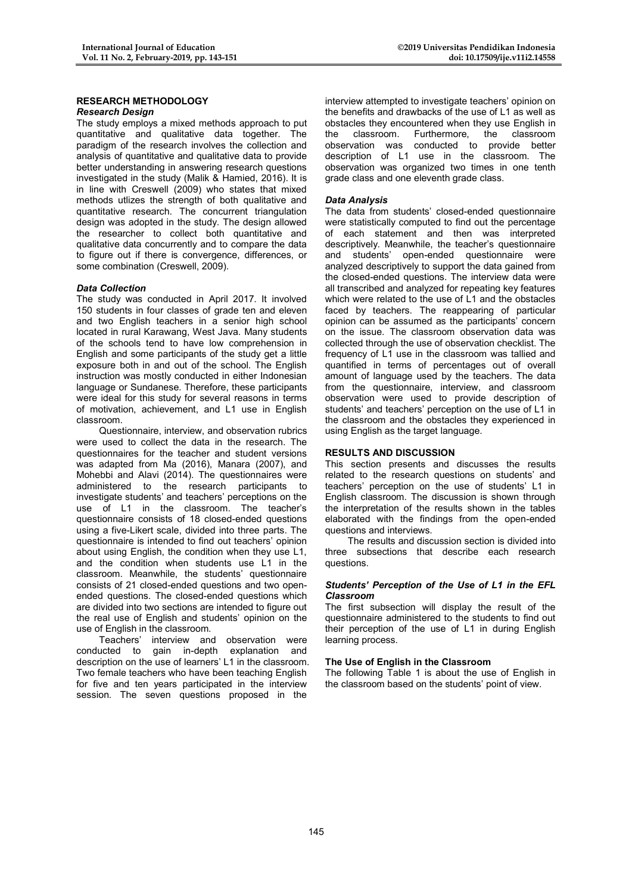## RESEARCH METHODOLOGY

### *Research Design*

The study employs a mixed methods approach to put quantitative and qualitative data together. The paradigm of the research involves the collection and analysis of quantitative and qualitative data to provide better understanding in answering research questions investigated in the study (Malik & Hamied, 2016). It is in line with Creswell (2009) who states that mixed methods utlizes the strength of both qualitative and quantitative research. The concurrent triangulation design was adopted in the study. The design allowed the researcher to collect both quantitative and qualitative data concurrently and to compare the data to figure out if there is convergence, differences, or some combination (Creswell, 2009).

### *Data Collection*

The study was conducted in April 2017. It involved 150 students in four classes of grade ten and eleven and two English teachers in a senior high school located in rural Karawang, West Java. Many students of the schools tend to have low comprehension in English and some participants of the study get a little exposure both in and out of the school. The English instruction was mostly conducted in either Indonesian language or Sundanese. Therefore, these participants were ideal for this study for several reasons in terms of motivation, achievement, and L1 use in English classroom.

Questionnaire, interview, and observation rubrics were used to collect the data in the research. The questionnaires for the teacher and student versions was adapted from Ma (2016), Manara (2007), and Mohebbi and Alavi (2014). The questionnaires were administered to the research participants to investigate students' and teachers' perceptions on the use of L1 in the classroom. The teacher's questionnaire consists of 18 closed-ended questions using a five-Likert scale, divided into three parts. The questionnaire is intended to find out teachers' opinion about using English, the condition when they use L1, and the condition when students use L1 in the classroom. Meanwhile, the students' questionnaire consists of 21 closed-ended questions and two open-ended questions. The closed-ended questions which are divided into two sections are intended to figure out the real use of English and students' opinion on the use of English in the classroom.

Teachers' interview and observation were conducted to gain in-depth explanation and description on the use of learners' L1 in the classroom. Two female teachers who have been teaching English for five and ten years participated in the interview session. The seven questions proposed in the interview attempted to investigate teachers' opinion on the benefits and drawbacks of the use of L1 as well as obstacles they encountered when they use English in the classroom. Furthermore, the classroom observation was conducted to provide better description of L1 use in the classroom. The observation was organized two times in one tenth grade class and one eleventh grade class.

### *Data Analysis*

The data from students' closed-ended questionnaire were statistically computed to find out the percentage of each statement and then was interpreted descriptively. Meanwhile, the teacher's questionnaire and students' open-ended questionnaire were analyzed descriptively to support the data gained from the closed-ended questions. The interview data were all transcribed and analyzed for repeating key features which were related to the use of L1 and the obstacles faced by teachers. The reappearing of particular opinion can be assumed as the participants' concern on the issue. The classroom observation data was collected through the use of observation checklist. The frequency of L1 use in the classroom was tallied and quantified in terms of percentages out of overall amount of language used by the teachers. The data from the questionnaire, interview, and classroom observation were used to provide description of students' and teachers' perception on the use of L1 in the classroom and the obstacles they experienced in using English as the target language.

## RESULTS AND DISCUSSION

This section presents and discusses the results related to the research questions on students' and teachers' perception on the use of students' L1 in English classroom. The discussion is shown through the interpretation of the results shown in the tables elaborated with the findings from the open-ended questions and interviews.

The results and discussion section is divided into three subsections that describe each research questions.

### *Students' Perception of the Use of L1 in the EFL Classroom*

The first subsection will display the result of the questionnaire administered to the students to find out their perception of the use of L1 in during English learning process.

#### The Use of English in the Classroom

The following Table 1 is about the use of English in the classroom based on the students' point of view.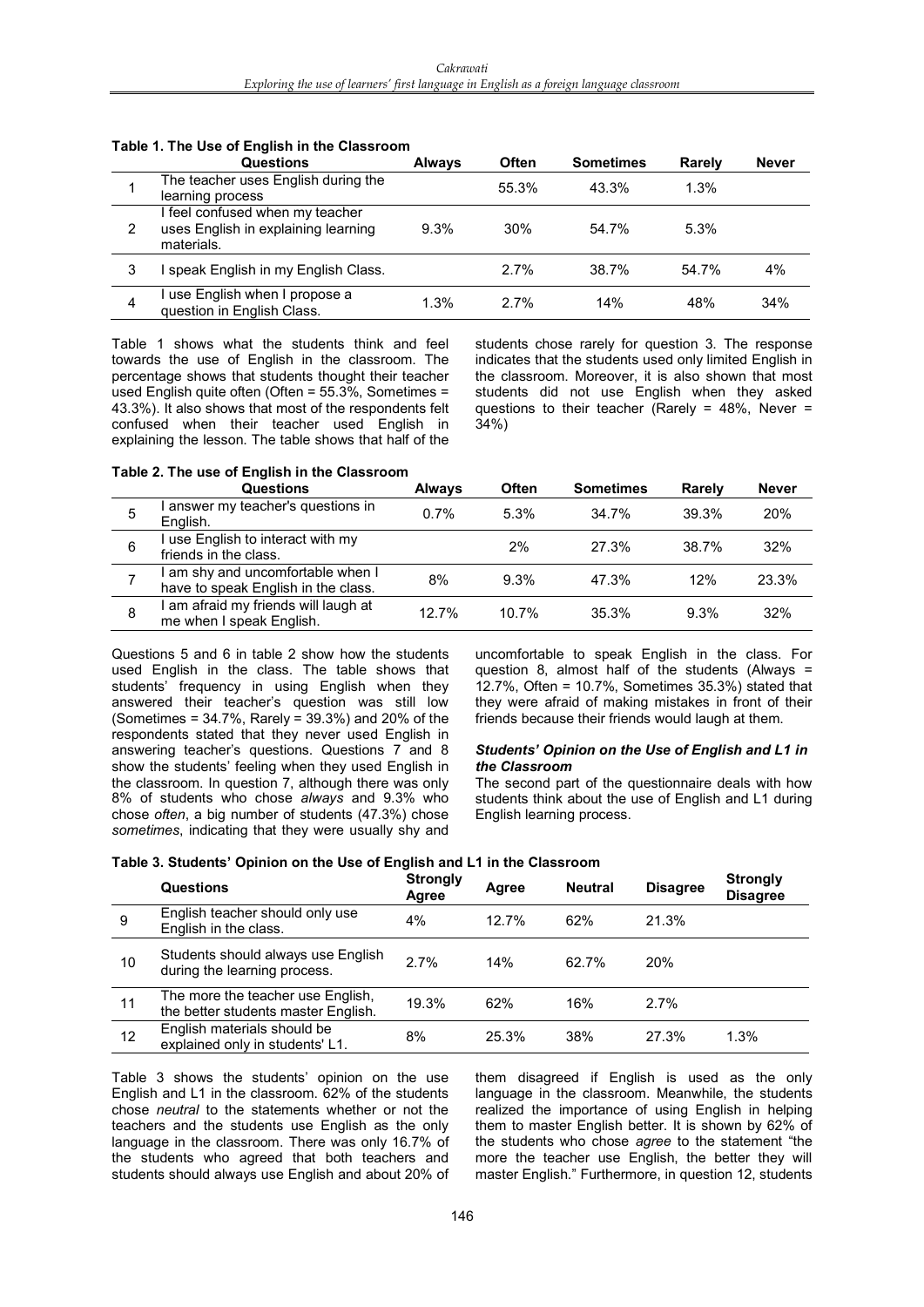**Table 1. The Use of English in the Classroom**

| | Questions | Always | Often | Sometimes | Rarely | Never |
|---|---|---|---|---|---|---|
| 1 | The teacher uses English during the learning process | | 55.3% | 43.3% | 1.3% | |
| 2 | I feel confused when my teacher uses English in explaining learning materials. | 9.3% | 30% | 54.7% | 5.3% | |
| 3 | I speak English in my English Class. | | 2.7% | 38.7% | 54.7% | 4% |
| 4 | I use English when I propose a question in English Class. | 1.3% | 2.7% | 14% | 48% | 34% |

Table 1 shows what the students think and feel towards the use of English in the classroom. The percentage shows that students thought their teacher used English quite often (Often = 55.3%, Sometimes = 43.3%). It also shows that most of the respondents felt confused when their teacher used English in explaining the lesson. The table shows that half of the students chose rarely for question 3. The response indicates that the students used only limited English in the classroom. Moreover, it is also shown that most students did not use English when they asked questions to their teacher (Rarely = 48%, Never = 34%)

**Table 2. The use of English in the Classroom**

| | Questions | Always | Often | Sometimes | Rarely | Never |
|---|---|---|---|---|---|---|
| 5 | I answer my teacher's questions in English. | 0.7% | 5.3% | 34.7% | 39.3% | 20% |
| 6 | I use English to interact with my friends in the class. | | 2% | 27.3% | 38.7% | 32% |
| 7 | I am shy and uncomfortable when I have to speak English in the class. | 8% | 9.3% | 47.3% | 12% | 23.3% |
| 8 | I am afraid my friends will laugh at me when I speak English. | 12.7% | 10.7% | 35.3% | 9.3% | 32% |

Questions 5 and 6 in table 2 show how the students used English in the class. The table shows that students' frequency in using English when they answered their teacher's question was still low (Sometimes = 34.7%, Rarely = 39.3%) and 20% of the respondents stated that they never used English in answering teacher's questions. Questions 7 and 8 show the students' feeling when they used English in the classroom. In question 7, although there was only 8% of students who chose *always* and 9.3% who chose *often*, a big number of students (47.3%) chose *sometimes*, indicating that they were usually shy and uncomfortable to speak English in the class. For question 8, almost half of the students (Always = 12.7%, Often = 10.7%, Sometimes 35.3%) stated that they were afraid of making mistakes in front of their friends because their friends would laugh at them.

### *Students' Opinion on the Use of English and L1 in the Classroom*

The second part of the questionnaire deals with how students think about the use of English and L1 during English learning process.

**Table 3. Students' Opinion on the Use of English and L1 in the Classroom**

| | Questions | Strongly Agree | Agree | Neutral | Disagree | Strongly Disagree |
|---|---|---|---|---|---|---|
| 9 | English teacher should only use English in the class. | 4% | 12.7% | 62% | 21.3% | |
| 10 | Students should always use English during the learning process. | 2.7% | 14% | 62.7% | 20% | |
| 11 | The more the teacher use English, the better students master English. | 19.3% | 62% | 16% | 2.7% | |
| 12 | English materials should be explained only in students' L1. | 8% | 25.3% | 38% | 27.3% | 1.3% |

Table 3 shows the students' opinion on the use English and L1 in the classroom. 62% of the students chose *neutral* to the statements whether or not the teachers and the students use English as the only language in the classroom. There was only 16.7% of the students who agreed that both teachers and students should always use English and about 20% of them disagreed if English is used as the only language in the classroom. Meanwhile, the students realized the importance of using English in helping them to master English better. It is shown by 62% of the students who chose *agree* to the statement "the more the teacher use English, the better they will master English." Furthermore, in question 12, students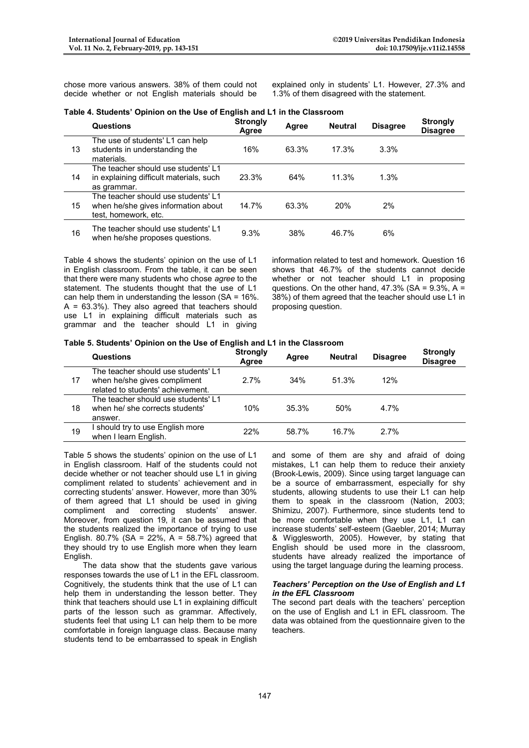chose more various answers. 38% of them could not decide whether or not English materials should be explained only in students' L1. However, 27.3% and 1.3% of them disagreed with the statement.

**Table 4. Students' Opinion on the Use of English and L1 in the Classroom**

| | Questions | Strongly Agree | Agree | Neutral | Disagree | Strongly Disagree |
|---|---|---|---|---|---|---|
| 13 | The use of students' L1 can help students in understanding the materials. | 16% | 63.3% | 17.3% | 3.3% | |
| 14 | The teacher should use students' L1 in explaining difficult materials, such as grammar. | 23.3% | 64% | 11.3% | 1.3% | |
| 15 | The teacher should use students' L1 when he/she gives information about test, homework, etc. | 14.7% | 63.3% | 20% | 2% | |
| 16 | The teacher should use students' L1 when he/she proposes questions. | 9.3% | 38% | 46.7% | 6% | |

Table 4 shows the students' opinion on the use of L1 in English classroom. From the table, it can be seen that there were many students who chose *agree* to the statement. The students thought that the use of L1 can help them in understanding the lesson (SA = 16%. A = 63.3%). They also agreed that teachers should use L1 in explaining difficult materials such as grammar and the teacher should L1 in giving information related to test and homework. Question 16 shows that 46.7% of the students cannot decide whether or not teacher should L1 in proposing questions. On the other hand, 47.3% (SA = 9.3%, A = 38%) of them agreed that the teacher should use L1 in proposing question.

**Table 5. Students' Opinion on the Use of English and L1 in the Classroom**

| | Questions | Strongly Agree | Agree | Neutral | Disagree | Strongly Disagree |
|---|---|---|---|---|---|---|
| 17 | The teacher should use students' L1 when he/she gives compliment related to students' achievement. | 2.7% | 34% | 51.3% | 12% | |
| 18 | The teacher should use students' L1 when he/ she corrects students' answer. | 10% | 35.3% | 50% | 4.7% | |
| 19 | I should try to use English more when I learn English. | 22% | 58.7% | 16.7% | 2.7% | |

Table 5 shows the students' opinion on the use of L1 in English classroom. Half of the students could not decide whether or not teacher should use L1 in giving compliment related to students' achievement and in correcting students' answer. However, more than 30% of them agreed that L1 should be used in giving compliment and correcting students' answer. Moreover, from question 19, it can be assumed that the students realized the importance of trying to use English. 80.7% (SA = 22%, A = 58.7%) agreed that they should try to use English more when they learn English.

The data show that the students gave various responses towards the use of L1 in the EFL classroom. Cognitively, the students think that the use of L1 can help them in understanding the lesson better. They think that teachers should use L1 in explaining difficult parts of the lesson such as grammar. Affectively, students feel that using L1 can help them to be more comfortable in foreign language class. Because many students tend to be embarrassed to speak in English and some of them are shy and afraid of doing mistakes, L1 can help them to reduce their anxiety (Brook-Lewis, 2009). Since using target language can be a source of embarrassment, especially for shy students, allowing students to use their L1 can help them to speak in the classroom (Nation, 2003; Shimizu, 2007). Furthermore, since students tend to be more comfortable when they use L1, L1 can increase students' self-esteem (Gaebler, 2014; Murray & Wigglesworth, 2005). However, by stating that English should be used more in the classroom, students have already realized the importance of using the target language during the learning process.

### *Teachers' Perception on the Use of English and L1 in the EFL Classroom*

The second part deals with the teachers' perception on the use of English and L1 in EFL classroom. The data was obtained from the questionnaire given to the teachers.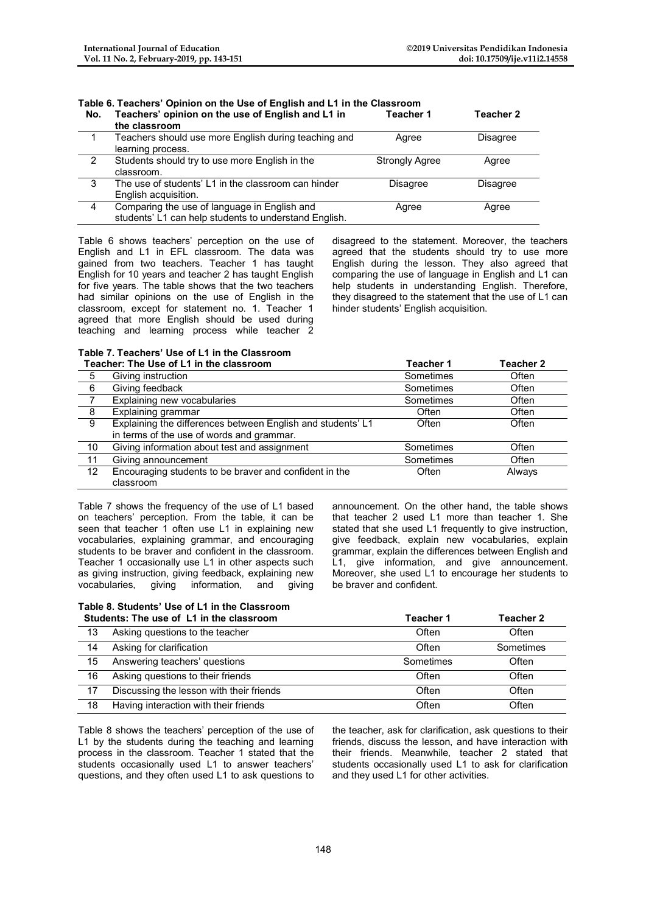**Table 6. Teachers' Opinion on the Use of English and L1 in the Classroom**

| No. | Teachers' opinion on the use of English and L1 in the classroom | Teacher 1 | Teacher 2 |
|---|---|---|---|
| 1 | Teachers should use more English during teaching and learning process. | Agree | Disagree |
| 2 | Students should try to use more English in the classroom. | Strongly Agree | Agree |
| 3 | The use of students' L1 in the classroom can hinder English acquisition. | Disagree | Disagree |
| 4 | Comparing the use of language in English and students' L1 can help students to understand English. | Agree | Agree |

Table 6 shows teachers' perception on the use of English and L1 in EFL classroom. The data was gained from two teachers. Teacher 1 has taught English for 10 years and teacher 2 has taught English for five years. The table shows that the two teachers had similar opinions on the use of English in the classroom, except for statement no. 1. Teacher 1 agreed that more English should be used during teaching and learning process while teacher 2 disagreed to the statement. Moreover, the teachers agreed that the students should try to use more English during the lesson. They also agreed that comparing the use of language in English and L1 can help students in understanding English. Therefore, they disagreed to the statement that the use of L1 can hinder students' English acquisition.

**Table 7. Teachers' Use of L1 in the Classroom**

| | Teacher: The Use of L1 in the classroom | Teacher 1 | Teacher 2 |
|---|---|---|---|
| 5 | Giving instruction | Sometimes | Often |
| 6 | Giving feedback | Sometimes | Often |
| 7 | Explaining new vocabularies | Sometimes | Often |
| 8 | Explaining grammar | Often | Often |
| 9 | Explaining the differences between English and students' L1 in terms of the use of words and grammar. | Often | Often |
| 10 | Giving information about test and assignment | Sometimes | Often |
| 11 | Giving announcement | Sometimes | Often |
| 12 | Encouraging students to be braver and confident in the classroom | Often | Always |

Table 7 shows the frequency of the use of L1 based on teachers' perception. From the table, it can be seen that teacher 1 often use L1 in explaining new vocabularies, explaining grammar, and encouraging students to be braver and confident in the classroom. Teacher 1 occasionally use L1 in other aspects such as giving instruction, giving feedback, explaining new vocabularies, giving information, and giving announcement. On the other hand, the table shows that teacher 2 used L1 more than teacher 1. She stated that she used L1 frequently to give instruction, give feedback, explain new vocabularies, explain grammar, explain the differences between English and L1, give information, and give announcement. Moreover, she used L1 to encourage her students to be braver and confident.

**Table 8. Students' Use of L1 in the Classroom**

| | Students: The use of L1 in the classroom | Teacher 1 | Teacher 2 |
|---|---|---|---|
| 13 | Asking questions to the teacher | Often | Often |
| 14 | Asking for clarification | Often | Sometimes |
| 15 | Answering teachers' questions | Sometimes | Often |
| 16 | Asking questions to their friends | Often | Often |
| 17 | Discussing the lesson with their friends | Often | Often |
| 18 | Having interaction with their friends | Often | Often |

Table 8 shows the teachers' perception of the use of L1 by the students during the teaching and learning process in the classroom. Teacher 1 stated that the students occasionally used L1 to answer teachers' questions, and they often used L1 to ask questions to the teacher, ask for clarification, ask questions to their friends, discuss the lesson, and have interaction with their friends. Meanwhile, teacher 2 stated that students occasionally used L1 to ask for clarification and they used L1 for other activities.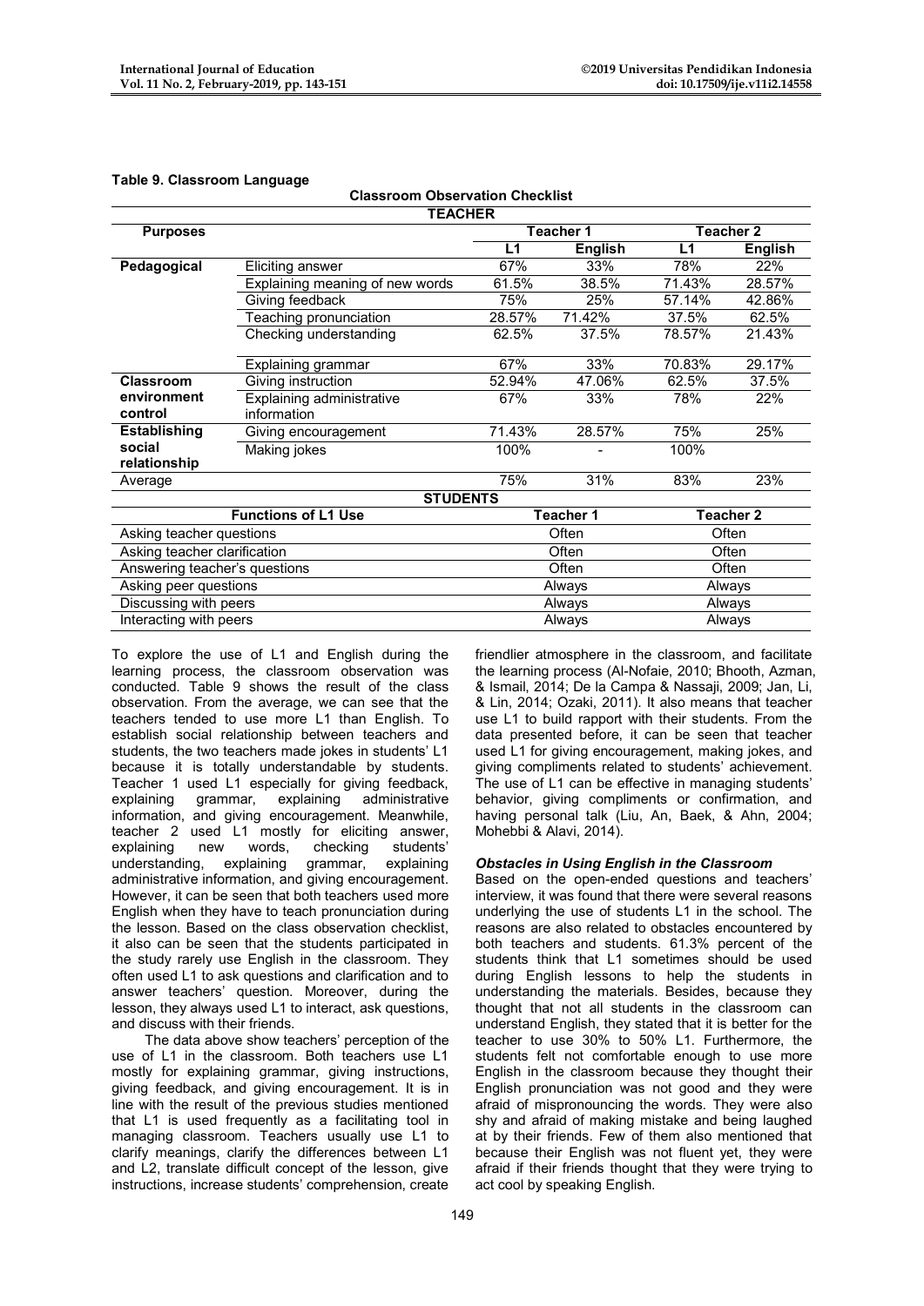**Table 9. Classroom Language**

**Classroom Observation Checklist**

| **TEACHER** | | | | | |
|---|---|---|---|---|---|
| **Purposes** | | **Teacher 1** | | **Teacher 2** | |
| | | **L1** | **English** | **L1** | **English** |
| **Pedagogical** | Eliciting answer | 67% | 33% | 78% | 22% |
| | Explaining meaning of new words | 61.5% | 38.5% | 71.43% | 28.57% |
| | Giving feedback | 75% | 25% | 57.14% | 42.86% |
| | Teaching pronunciation | 28.57% | 71.42% | 37.5% | 62.5% |
| | Checking understanding | 62.5% | 37.5% | 78.57% | 21.43% |
| | Explaining grammar | 67% | 33% | 70.83% | 29.17% |
| **Classroom environment control** | Giving instruction | 52.94% | 47.06% | 62.5% | 37.5% |
| | Explaining administrative information | 67% | 33% | 78% | 22% |
| **Establishing social relationship** | Giving encouragement | 71.43% | 28.57% | 75% | 25% |
| | Making jokes | 100% | - | 100% | |
| Average | | 75% | 31% | 83% | 23% |

| **STUDENTS** | | |
|---|---|---|
| **Functions of L1 Use** | **Teacher 1** | **Teacher 2** |
| Asking teacher questions | Often | Often |
| Asking teacher clarification | Often | Often |
| Answering teacher's questions | Often | Often |
| Asking peer questions | Always | Always |
| Discussing with peers | Always | Always |
| Interacting with peers | Always | Always |

To explore the use of L1 and English during the learning process, the classroom observation was conducted. Table 9 shows the result of the class observation. From the average, we can see that the teachers tended to use more L1 than English. To establish social relationship between teachers and students, the two teachers made jokes in students' L1 because it is totally understandable by students. Teacher 1 used L1 especially for giving feedback, explaining grammar, explaining administrative information, and giving encouragement. Meanwhile, teacher 2 used L1 mostly for eliciting answer, explaining new words, checking students' understanding, explaining grammar, explaining administrative information, and giving encouragement. However, it can be seen that both teachers used more English when they have to teach pronunciation during the lesson. Based on the class observation checklist, it also can be seen that the students participated in the study rarely use English in the classroom. They often used L1 to ask questions and clarification and to answer teachers' question. Moreover, during the lesson, they always used L1 to interact, ask questions, and discuss with their friends.

The data above show teachers' perception of the use of L1 in the classroom. Both teachers use L1 mostly for explaining grammar, giving instructions, giving feedback, and giving encouragement. It is in line with the result of the previous studies mentioned that L1 is used frequently as a facilitating tool in managing classroom. Teachers usually use L1 to clarify meanings, clarify the differences between L1 and L2, translate difficult concept of the lesson, give instructions, increase students' comprehension, create friendlier atmosphere in the classroom, and facilitate the learning process (Al-Nofaie, 2010; Bhooth, Azman, & Ismail, 2014; De la Campa & Nassaji, 2009; Jan, Li, & Lin, 2014; Ozaki, 2011). It also means that teacher use L1 to build rapport with their students. From the data presented before, it can be seen that teacher used L1 for giving encouragement, making jokes, and giving compliments related to students' achievement. The use of L1 can be effective in managing students' behavior, giving compliments or confirmation, and having personal talk (Liu, An, Baek, & Ahn, 2004; Mohebbi & Alavi, 2014).

### *Obstacles in Using English in the Classroom*

Based on the open-ended questions and teachers' interview, it was found that there were several reasons underlying the use of students L1 in the school. The reasons are also related to obstacles encountered by both teachers and students. 61.3% percent of the students think that L1 sometimes should be used during English lessons to help the students in understanding the materials. Besides, because they thought that not all students in the classroom can understand English, they stated that it is better for the teacher to use 30% to 50% L1. Furthermore, the students felt not comfortable enough to use more English in the classroom because they thought their English pronunciation was not good and they were afraid of mispronouncing the words. They were also shy and afraid of making mistake and being laughed at by their friends. Few of them also mentioned that because their English was not fluent yet, they were afraid if their friends thought that they were trying to act cool by speaking English.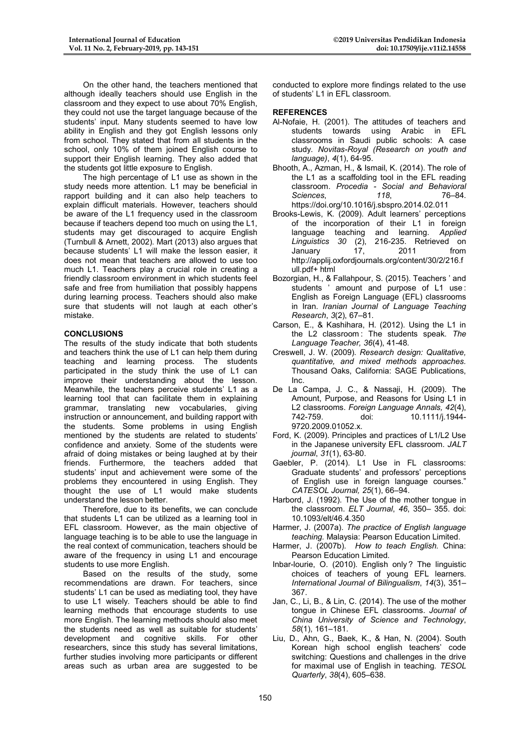On the other hand, the teachers mentioned that although ideally teachers should use English in the classroom and they expect to use about 70% English, they could not use the target language because of the students' input. Many students seemed to have low ability in English and they got English lessons only from school. They stated that from all students in the school, only 10% of them joined English course to support their English learning. They also added that the students got little exposure to English.

The high percentage of L1 use as shown in the study needs more attention. L1 may be beneficial in rapport building and it can also help teachers to explain difficult materials. However, teachers should be aware of the L1 frequency used in the classroom because if teachers depend too much on using the L1, students may get discouraged to acquire English (Turnbull & Arnett, 2002). Mart (2013) also argues that because students' L1 will make the lesson easier, it does not mean that teachers are allowed to use too much L1. Teachers play a crucial role in creating a friendly classroom environment in which students feel safe and free from humiliation that possibly happens during learning process. Teachers should also make sure that students will not laugh at each other's mistake.

## CONCLUSIONS

The results of the study indicate that both students and teachers think the use of L1 can help them during teaching and learning process. The students participated in the study think the use of L1 can improve their understanding about the lesson. Meanwhile, the teachers perceive students' L1 as a learning tool that can facilitate them in explaining grammar, translating new vocabularies, giving instruction or announcement, and building rapport with the students. Some problems in using English mentioned by the students are related to students' confidence and anxiety. Some of the students were afraid of doing mistakes or being laughed at by their friends. Furthermore, the teachers added that students' input and achievement were some of the problems they encountered in using English. They thought the use of L1 would make students understand the lesson better.

Therefore, due to its benefits, we can conclude that students L1 can be utilized as a learning tool in EFL classroom. However, as the main objective of language teaching is to be able to use the language in the real context of communication, teachers should be aware of the frequency in using L1 and encourage students to use more English.

Based on the results of the study, some recommendations are drawn. For teachers, since students' L1 can be used as mediating tool, they have to use L1 wisely. Teachers should be able to find learning methods that encourage students to use more English. The learning methods should also meet the students need as well as suitable for students' development and cognitive skills. For other researchers, since this study has several limitations, further studies involving more participants or different areas such as urban area are suggested to be conducted to explore more findings related to the use of students' L1 in EFL classroom.

## REFERENCES

Al-Nofaie, H. (2001). The attitudes of teachers and students towards using Arabic in EFL classrooms in Saudi public schools: A case study. *Novitas-Royal (Research on youth and language)*, *4*(1), 64-95.

Bhooth, A., Azman, H., & Ismail, K. (2014). The role of the L1 as a scaffolding tool in the EFL reading classroom. *Procedia - Social and Behavioral Sciences*, *118*, 76–84. https://doi.org/10.1016/j.sbspro.2014.02.011

Brooks-Lewis, K. (2009). Adult learners' perceptions of the incorporation of their L1 in foreign language teaching and learning. *Applied Linguistics 30* (2), 216-235. Retrieved on January 17, 2011 from http://applij.oxfordjournals.org/content/30/2/216.full.pdf+ html

Bozorgian, H., & Fallahpour, S. (2015). Teachers ' and students ' amount and purpose of L1 use : English as Foreign Language (EFL) classrooms in Iran. *Iranian Journal of Language Teaching Research*, *3*(2), 67–81.

Carson, E., & Kashihara, H. (2012). Using the L1 in the L2 classroom : The students speak. *The Language Teacher, 36*(4), 41-48.

Creswell, J. W. (2009). *Research design: Qualitative, quantitative, and mixed methods approaches.* Thousand Oaks, California: SAGE Publications, Inc.

De La Campa, J. C., & Nassaji, H. (2009). The Amount, Purpose, and Reasons for Using L1 in L2 classrooms. *Foreign Language Annals, 42*(4), 742-759. doi: 10.1111/j.1944-9720.2009.01052.x.

Ford, K. (2009). Principles and practices of L1/L2 Use in the Japanese university EFL classroom. *JALT journal*, *31*(1), 63-80.

Gaebler, P. (2014). L1 Use in FL classrooms: Graduate students' and professors' perceptions of English use in foreign language courses." *CATESOL Journal, 25*(1), 66–94.

Harbord, J. (1992). The Use of the mother tongue in the classroom. *ELT Journal*, *46*, 350– 355. doi: 10.1093/elt/46.4.350

Harmer, J. (2007a). *The practice of English language teaching.* Malaysia: Pearson Education Limited.

Harmer, J. (2007b). *How to teach English.* China: Pearson Education Limited.

Inbar-lourie, O. (2010). English only? The linguistic choices of teachers of young EFL learners. *International Journal of Bilingualism*, *14*(3), 351–367.

Jan, C., Li, B., & Lin, C. (2014). The use of the mother tongue in Chinese EFL classrooms. *Journal of China University of Science and Technology*, *58*(1), 161–181.

Liu, D., Ahn, G., Baek, K., & Han, N. (2004). South Korean high school english teachers' code switching: Questions and challenges in the drive for maximal use of English in teaching. *TESOL Quarterly*, *38*(4), 605–638.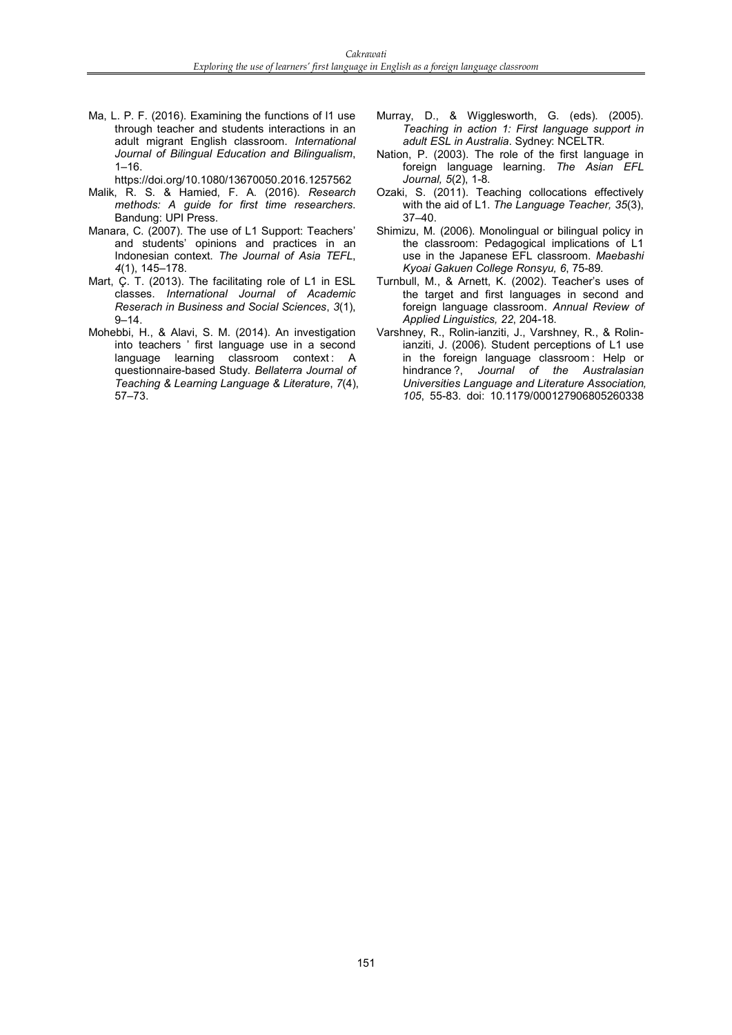Ma, L. P. F. (2016). Examining the functions of l1 use through teacher and students interactions in an adult migrant English classroom. *International Journal of Bilingual Education and Bilingualism*, 1–16. https://doi.org/10.1080/13670050.2016.1257562

Malik, R. S. & Hamied, F. A. (2016). *Research methods: A guide for first time researchers*. Bandung: UPI Press.

Manara, C. (2007). The use of L1 Support: Teachers' and students' opinions and practices in an Indonesian context. *The Journal of Asia TEFL*, *4*(1), 145–178.

Mart, Ç. T. (2013). The facilitating role of L1 in ESL classes. *International Journal of Academic Reserach in Business and Social Sciences*, *3*(1), 9–14.

Mohebbi, H., & Alavi, S. M. (2014). An investigation into teachers ' first language use in a second language learning classroom context : A questionnaire-based Study. *Bellaterra Journal of Teaching & Learning Language & Literature*, *7*(4), 57–73.

Murray, D., & Wigglesworth, G. (eds). (2005). *Teaching in action 1: First language support in adult ESL in Australia*. Sydney: NCELTR.

Nation, P. (2003). The role of the first language in foreign language learning. *The Asian EFL Journal, 5*(2), 1-8.

Ozaki, S. (2011). Teaching collocations effectively with the aid of L1. *The Language Teacher, 35*(3), 37–40.

Shimizu, M. (2006). Monolingual or bilingual policy in the classroom: Pedagogical implications of L1 use in the Japanese EFL classroom. *Maebashi Kyoai Gakuen College Ronsyu, 6*, 75-89.

Turnbull, M., & Arnett, K. (2002). Teacher's uses of the target and first languages in second and foreign language classroom. *Annual Review of Applied Linguistics, 22*, 204-18.

Varshney, R., Rolin-ianziti, J., Varshney, R., & Rolin-ianziti, J. (2006). Student perceptions of L1 use in the foreign language classroom : Help or hindrance ?, *Journal of the Australasian Universities Language and Literature Association, 105*, 55-83. doi: 10.1179/000127906805260338